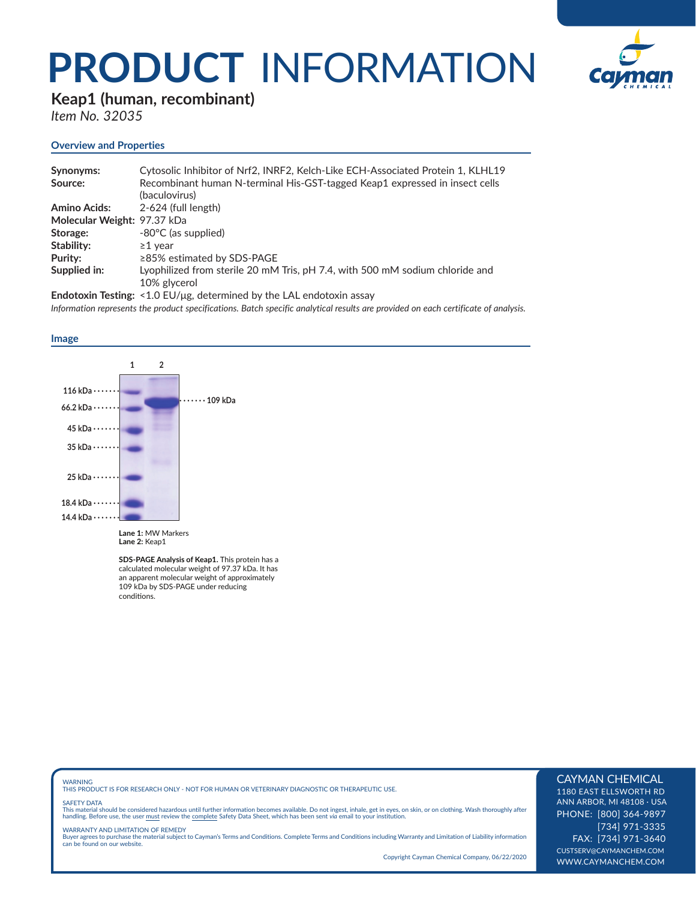# PRODUCT INFORMATION

## Keap1 (human, recombinant)

*Item No. 32035*

### Overview and Properties

**Synonyms:** Cytosolic Inhibitor of Nrf2, INRF2, Kelch-Like ECH-Associated Protein 1, KLHL19
**Source:** Recombinant human N-terminal His-GST-tagged Keap1 expressed in insect cells (baculovirus)
**Amino Acids:** 2-624 (full length)
**Molecular Weight:** 97.37 kDa
**Storage:** -80°C (as supplied)
**Stability:** ≥1 year
**Purity:** ≥85% estimated by SDS-PAGE
**Supplied in:** Lyophilized from sterile 20 mM Tris, pH 7.4, with 500 mM sodium chloride and 10% glycerol
**Endotoxin Testing:** <1.0 EU/µg, determined by the LAL endotoxin assay

*Information represents the product specifications. Batch specific analytical results are provided on each certificate of analysis.*

### Image

1 2

116 kDa
66.2 kDa
45 kDa
35 kDa
25 kDa
18.4 kDa
14.4 kDa

109 kDa

**Lane 1:** MW Markers
**Lane 2:** Keap1

**SDS-PAGE Analysis of Keap1.** This protein has a calculated molecular weight of 97.37 kDa. It has an apparent molecular weight of approximately 109 kDa by SDS-PAGE under reducing conditions.

WARNING
THIS PRODUCT IS FOR RESEARCH ONLY - NOT FOR HUMAN OR VETERINARY DIAGNOSTIC OR THERAPEUTIC USE.

SAFETY DATA
This material should be considered hazardous until further information becomes available. Do not ingest, inhale, get in eyes, on skin, or on clothing. Wash thoroughly after handling. Before use, the user must review the complete Safety Data Sheet, which has been sent *via* email to your institution.

WARRANTY AND LIMITATION OF REMEDY
Buyer agrees to purchase the material subject to Cayman's Terms and Conditions. Complete Terms and Conditions including Warranty and Limitation of Liability information can be found on our website.

Copyright Cayman Chemical Company, 06/22/2020

CAYMAN CHEMICAL
1180 EAST ELLSWORTH RD
ANN ARBOR, MI 48108 · USA
PHONE: [800] 364-9897
[734] 971-3335
FAX: [734] 971-3640
CUSTSERV@CAYMANCHEM.COM
WWW.CAYMANCHEM.COM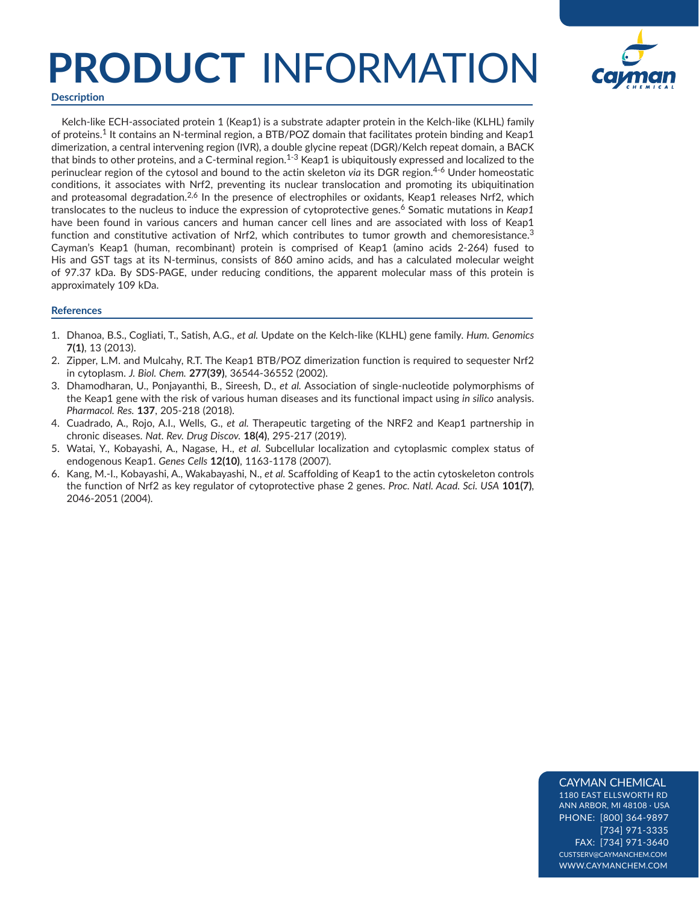# PRODUCT INFORMATION

## Description

Kelch-like ECH-associated protein 1 (Keap1) is a substrate adapter protein in the Kelch-like (KLHL) family of proteins.[1] It contains an N-terminal region, a BTB/POZ domain that facilitates protein binding and Keap1 dimerization, a central intervening region (IVR), a double glycine repeat (DGR)/Kelch repeat domain, a BACK that binds to other proteins, and a C-terminal region.[1-3] Keap1 is ubiquitously expressed and localized to the perinuclear region of the cytosol and bound to the actin skeleton *via* its DGR region.[4-6] Under homeostatic conditions, it associates with Nrf2, preventing its nuclear translocation and promoting its ubiquitination and proteasomal degradation.[2,6] In the presence of electrophiles or oxidants, Keap1 releases Nrf2, which translocates to the nucleus to induce the expression of cytoprotective genes.[6] Somatic mutations in *Keap1* have been found in various cancers and human cancer cell lines and are associated with loss of Keap1 function and constitutive activation of Nrf2, which contributes to tumor growth and chemoresistance.[3] Cayman's Keap1 (human, recombinant) protein is comprised of Keap1 (amino acids 2-264) fused to His and GST tags at its N-terminus, consists of 860 amino acids, and has a calculated molecular weight of 97.37 kDa. By SDS-PAGE, under reducing conditions, the apparent molecular mass of this protein is approximately 109 kDa.

## References

1. Dhanoa, B.S., Cogliati, T., Satish, A.G., *et al.* Update on the Kelch-like (KLHL) gene family. *Hum. Genomics* **7(1)**, 13 (2013).
2. Zipper, L.M. and Mulcahy, R.T. The Keap1 BTB/POZ dimerization function is required to sequester Nrf2 in cytoplasm. *J. Biol. Chem.* **277(39)**, 36544-36552 (2002).
3. Dhamodharan, U., Ponjayanthi, B., Sireesh, D., *et al.* Association of single-nucleotide polymorphisms of the Keap1 gene with the risk of various human diseases and its functional impact using *in silico* analysis. *Pharmacol. Res.* **137**, 205-218 (2018).
4. Cuadrado, A., Rojo, A.I., Wells, G., *et al.* Therapeutic targeting of the NRF2 and Keap1 partnership in chronic diseases. *Nat. Rev. Drug Discov.* **18(4)**, 295-217 (2019).
5. Watai, Y., Kobayashi, A., Nagase, H., *et al.* Subcellular localization and cytoplasmic complex status of endogenous Keap1. *Genes Cells* **12(10)**, 1163-1178 (2007).
6. Kang, M.-I., Kobayashi, A., Wakabayashi, N., *et al.* Scaffolding of Keap1 to the actin cytoskeleton controls the function of Nrf2 as key regulator of cytoprotective phase 2 genes. *Proc. Natl. Acad. Sci. USA* **101(7)**, 2046-2051 (2004).

CAYMAN CHEMICAL
1180 EAST ELLSWORTH RD
ANN ARBOR, MI 48108 · USA
PHONE: [800] 364-9897
[734] 971-3335
FAX: [734] 971-3640
CUSTSERV@CAYMANCHEM.COM
WWW.CAYMANCHEM.COM